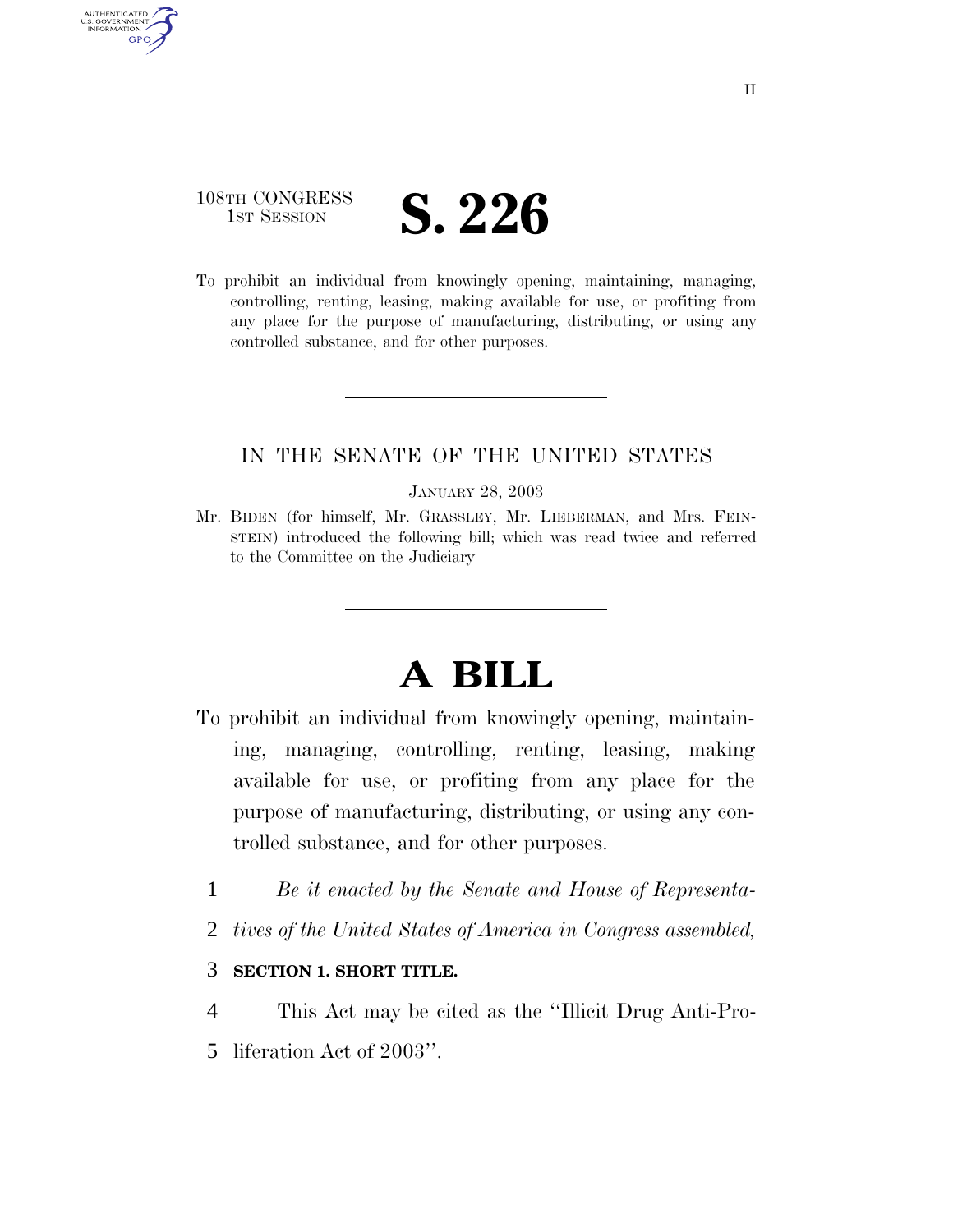108TH CONGRESS
1ST SESSION

# S. 226

To prohibit an individual from knowingly opening, maintaining, managing, controlling, renting, leasing, making available for use, or profiting from any place for the purpose of manufacturing, distributing, or using any controlled substance, and for other purposes.

---

IN THE SENATE OF THE UNITED STATES

JANUARY 28, 2003

Mr. BIDEN (for himself, Mr. GRASSLEY, Mr. LIEBERMAN, and Mrs. FEINSTEIN) introduced the following bill; which was read twice and referred to the Committee on the Judiciary

---

# A BILL

To prohibit an individual from knowingly opening, maintaining, managing, controlling, renting, leasing, making available for use, or profiting from any place for the purpose of manufacturing, distributing, or using any controlled substance, and for other purposes.

1 *Be it enacted by the Senate and House of Representa-*
2 *tives of the United States of America in Congress assembled,*

3 **SECTION 1. SHORT TITLE.**

4 This Act may be cited as the ''Illicit Drug Anti-Pro-
5 liferation Act of 2003''.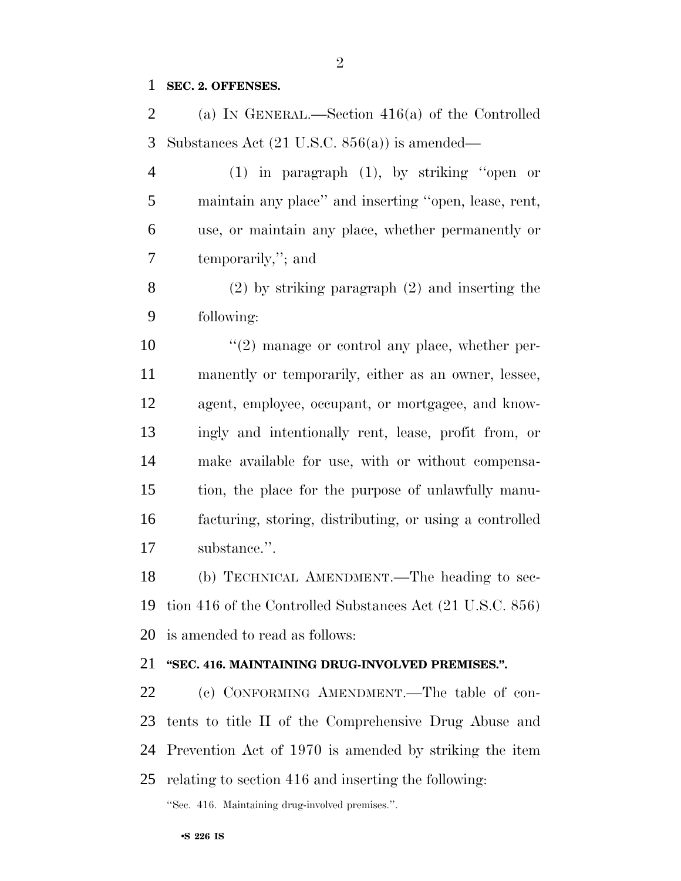**SEC. 2. OFFENSES.**

(a) IN GENERAL.—Section 416(a) of the Controlled Substances Act (21 U.S.C. 856(a)) is amended—

(1) in paragraph (1), by striking ''open or maintain any place'' and inserting ''open, lease, rent, use, or maintain any place, whether permanently or temporarily,''; and

(2) by striking paragraph (2) and inserting the following:

''(2) manage or control any place, whether permanently or temporarily, either as an owner, lessee, agent, employee, occupant, or mortgagee, and knowingly and intentionally rent, lease, profit from, or make available for use, with or without compensation, the place for the purpose of unlawfully manufacturing, storing, distributing, or using a controlled substance.''.

(b) TECHNICAL AMENDMENT.—The heading to section 416 of the Controlled Substances Act (21 U.S.C. 856) is amended to read as follows:

**''SEC. 416. MAINTAINING DRUG-INVOLVED PREMISES.''.**

(c) CONFORMING AMENDMENT.—The table of contents to title II of the Comprehensive Drug Abuse and Prevention Act of 1970 is amended by striking the item relating to section 416 and inserting the following:

''Sec. 416. Maintaining drug-involved premises.''.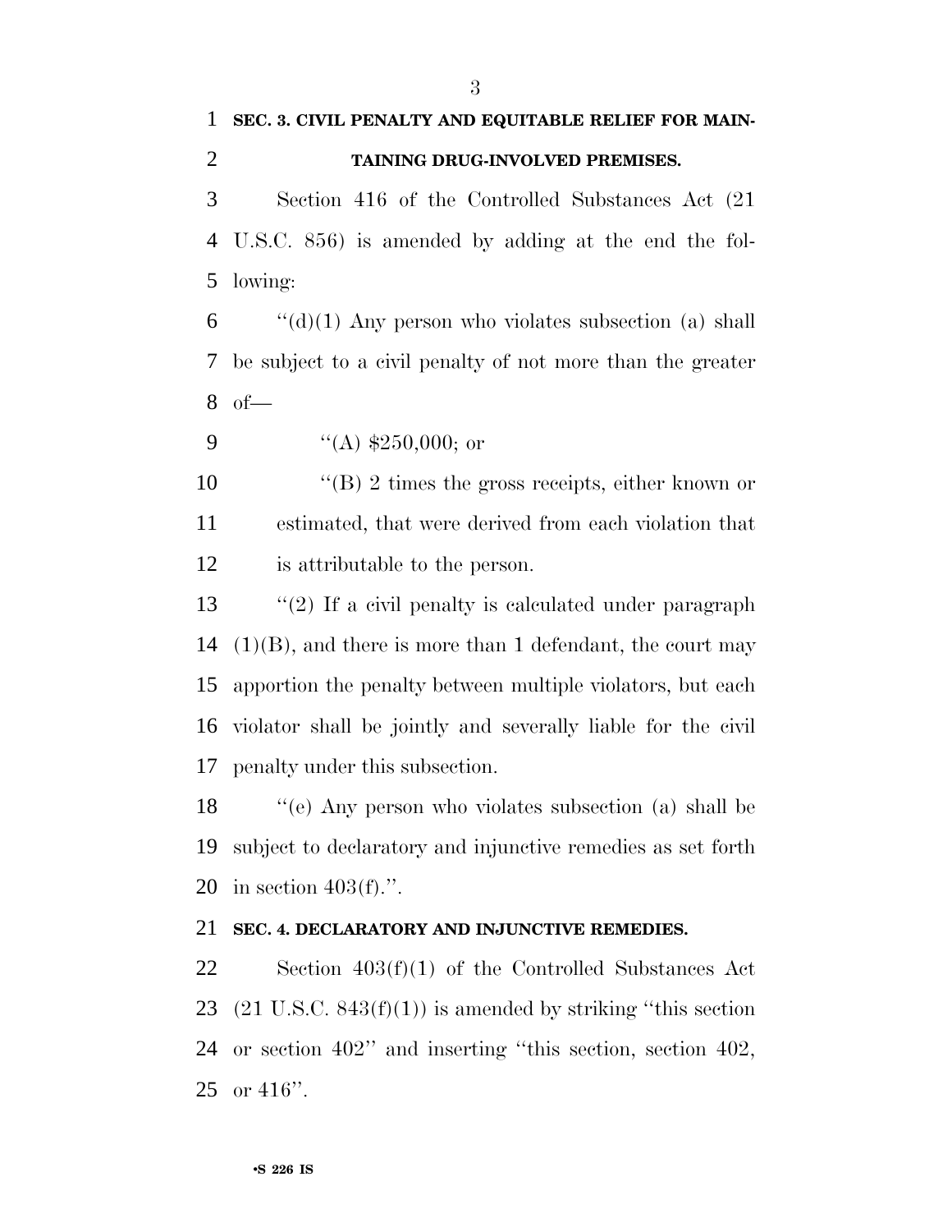**SEC. 3. CIVIL PENALTY AND EQUITABLE RELIEF FOR MAINTAINING DRUG-INVOLVED PREMISES.**

Section 416 of the Controlled Substances Act (21 U.S.C. 856) is amended by adding at the end the following:

"(d)(1) Any person who violates subsection (a) shall be subject to a civil penalty of not more than the greater of—

"(A) $250,000; or

"(B) 2 times the gross receipts, either known or estimated, that were derived from each violation that is attributable to the person.

"(2) If a civil penalty is calculated under paragraph (1)(B), and there is more than 1 defendant, the court may apportion the penalty between multiple violators, but each violator shall be jointly and severally liable for the civil penalty under this subsection.

"(e) Any person who violates subsection (a) shall be subject to declaratory and injunctive remedies as set forth in section 403(f).".

**SEC. 4. DECLARATORY AND INJUNCTIVE REMEDIES.**

Section 403(f)(1) of the Controlled Substances Act (21 U.S.C. 843(f)(1)) is amended by striking "this section or section 402" and inserting "this section, section 402, or 416".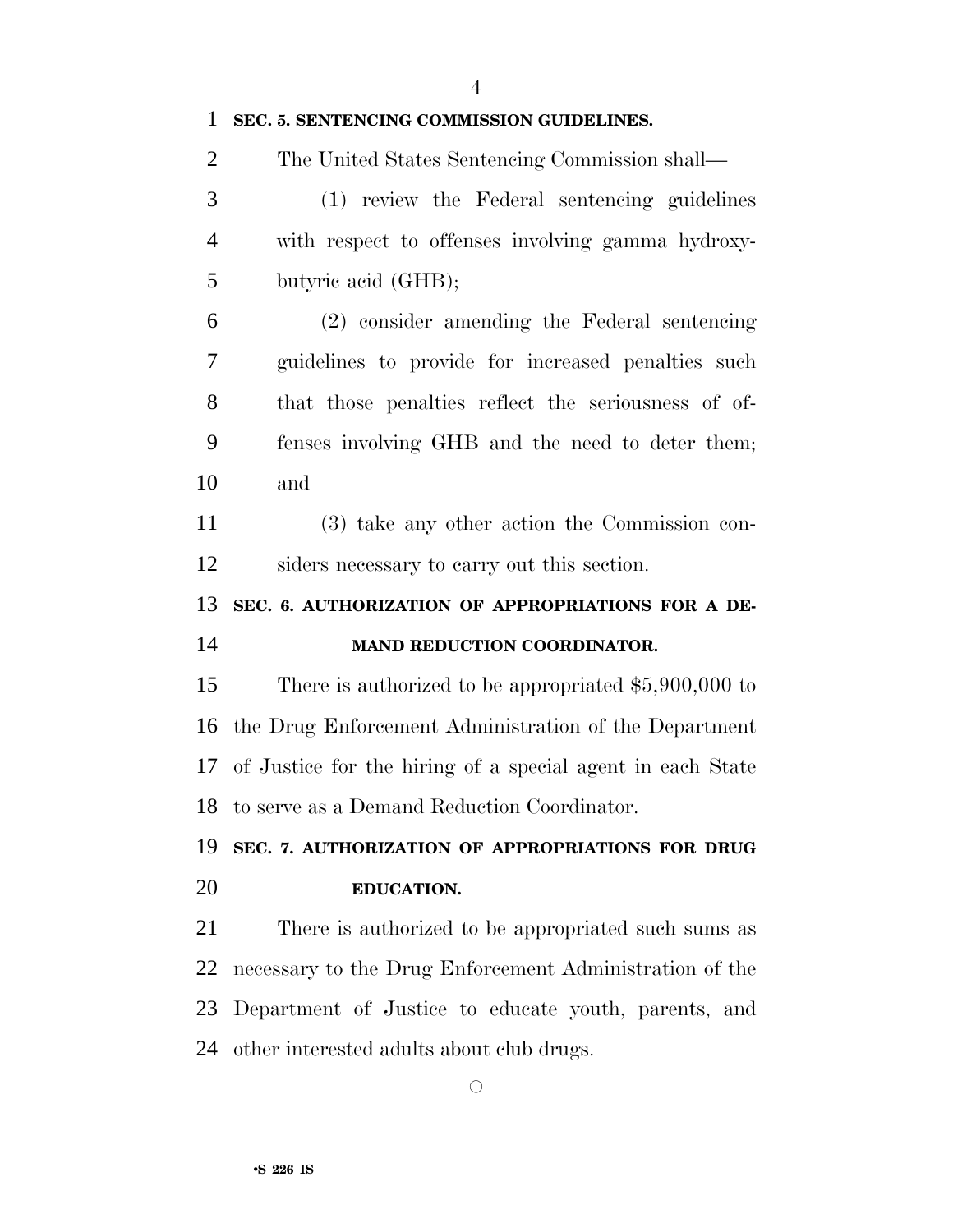**SEC. 5. SENTENCING COMMISSION GUIDELINES.**

The United States Sentencing Commission shall—

(1) review the Federal sentencing guidelines with respect to offenses involving gamma hydroxybutyric acid (GHB);

(2) consider amending the Federal sentencing guidelines to provide for increased penalties such that those penalties reflect the seriousness of offenses involving GHB and the need to deter them; and

(3) take any other action the Commission considers necessary to carry out this section.

**SEC. 6. AUTHORIZATION OF APPROPRIATIONS FOR A DEMAND REDUCTION COORDINATOR.**

There is authorized to be appropriated $5,900,000 to the Drug Enforcement Administration of the Department of Justice for the hiring of a special agent in each State to serve as a Demand Reduction Coordinator.

**SEC. 7. AUTHORIZATION OF APPROPRIATIONS FOR DRUG EDUCATION.**

There is authorized to be appropriated such sums as necessary to the Drug Enforcement Administration of the Department of Justice to educate youth, parents, and other interested adults about club drugs.

○